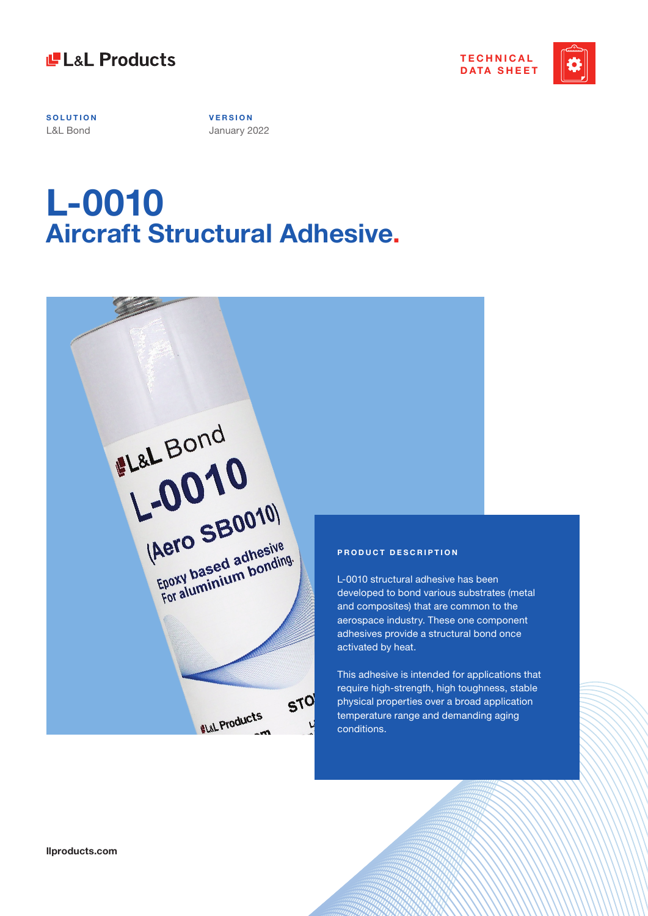L&L Products

TECHNICAL DATA SHEET

**SOLUTION**
L&L Bond

**VERSION**
January 2022

# L-0010
## Aircraft Structural Adhesive.

**PRODUCT DESCRIPTION**

L-0010 structural adhesive has been developed to bond various substrates (metal and composites) that are common to the aerospace industry. These one component adhesives provide a structural bond once activated by heat.

This adhesive is intended for applications that require high-strength, high toughness, stable physical properties over a broad application temperature range and demanding aging conditions.

llproducts.com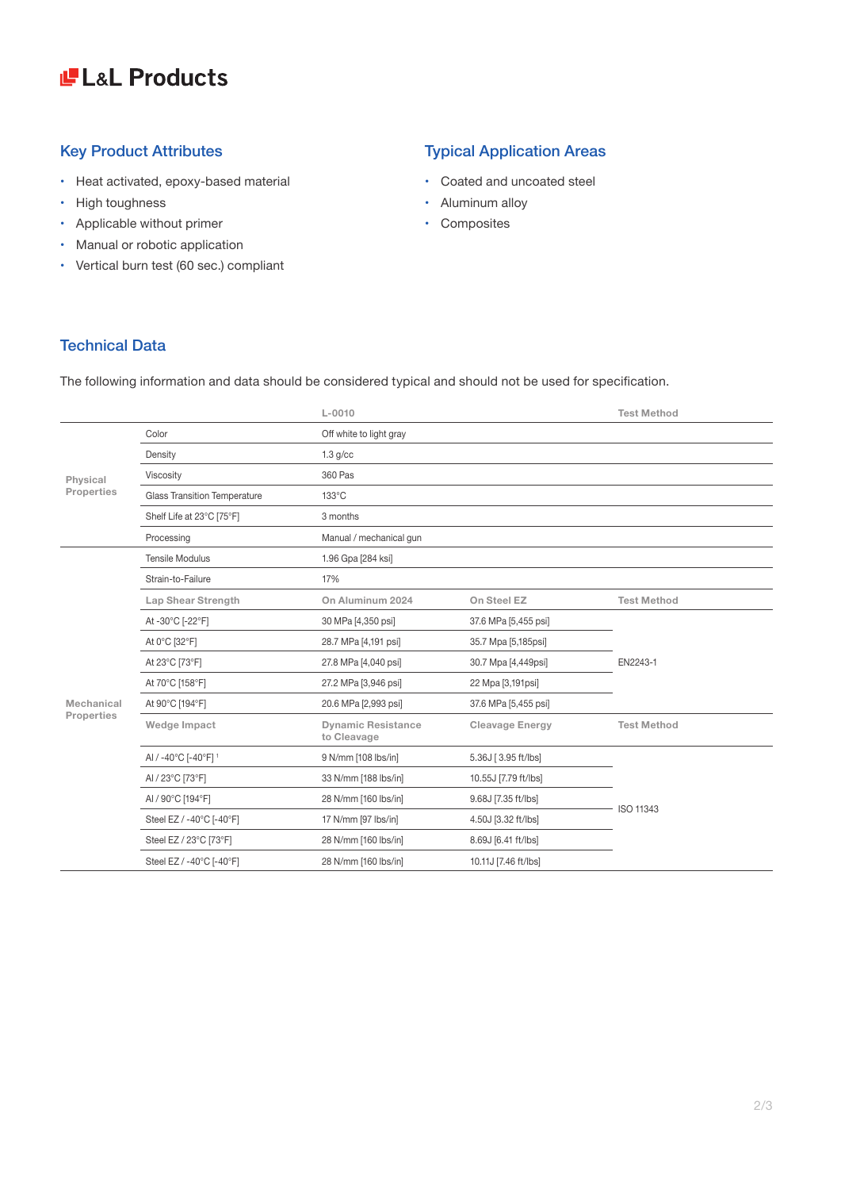# L&L Products

## Key Product Attributes

- Heat activated, epoxy-based material
- High toughness
- Applicable without primer
- Manual or robotic application
- Vertical burn test (60 sec.) compliant

## Typical Application Areas

- Coated and uncoated steel
- Aluminum alloy
- Composites

## Technical Data

The following information and data should be considered typical and should not be used for specification.

| | | L-0010 | | Test Method |
|---|---|---|---|---|
| Physical Properties | Color | Off white to light gray | | |
| | Density | 1.3 g/cc | | |
| | Viscosity | 360 Pas | | |
| | Glass Transition Temperature | 133°C | | |
| | Shelf Life at 23°C [75°F] | 3 months | | |
| | Processing | Manual / mechanical gun | | |
| Mechanical Properties | Tensile Modulus | 1.96 Gpa [284 ksi] | | |
| | Strain-to-Failure | 17% | | |
| | **Lap Shear Strength** | **On Aluminum 2024** | **On Steel EZ** | **Test Method** |
| | At -30°C [-22°F] | 30 MPa [4,350 psi] | 37.6 MPa [5,455 psi] | EN2243-1 |
| | At 0°C [32°F] | 28.7 MPa [4,191 psi] | 35.7 Mpa [5,185psi] | EN2243-1 |
| | At 23°C [73°F] | 27.8 MPa [4,040 psi] | 30.7 Mpa [4,449psi] | EN2243-1 |
| | At 70°C [158°F] | 27.2 MPa [3,946 psi] | 22 Mpa [3,191psi] | EN2243-1 |
| | At 90°C [194°F] | 20.6 MPa [2,993 psi] | 37.6 MPa [5,455 psi] | EN2243-1 |
| | **Wedge Impact** | **Dynamic Resistance to Cleavage** | **Cleavage Energy** | **Test Method** |
| | Al / -40°C [-40°F] [1] | 9 N/mm [108 lbs/in] | 5.36J [ 3.95 ft/lbs] | ISO 11343 |
| | Al / 23°C [73°F] | 33 N/mm [188 lbs/in] | 10.55J [7.79 ft/lbs] | ISO 11343 |
| | Al / 90°C [194°F] | 28 N/mm [160 lbs/in] | 9.68J [7.35 ft/lbs] | ISO 11343 |
| | Steel EZ / -40°C [-40°F] | 17 N/mm [97 lbs/in] | 4.50J [3.32 ft/lbs] | ISO 11343 |
| | Steel EZ / 23°C [73°F] | 28 N/mm [160 lbs/in] | 8.69J [6.41 ft/lbs] | ISO 11343 |
| | Steel EZ / -40°C [-40°F] | 28 N/mm [160 lbs/in] | 10.11J [7.46 ft/lbs] | ISO 11343 |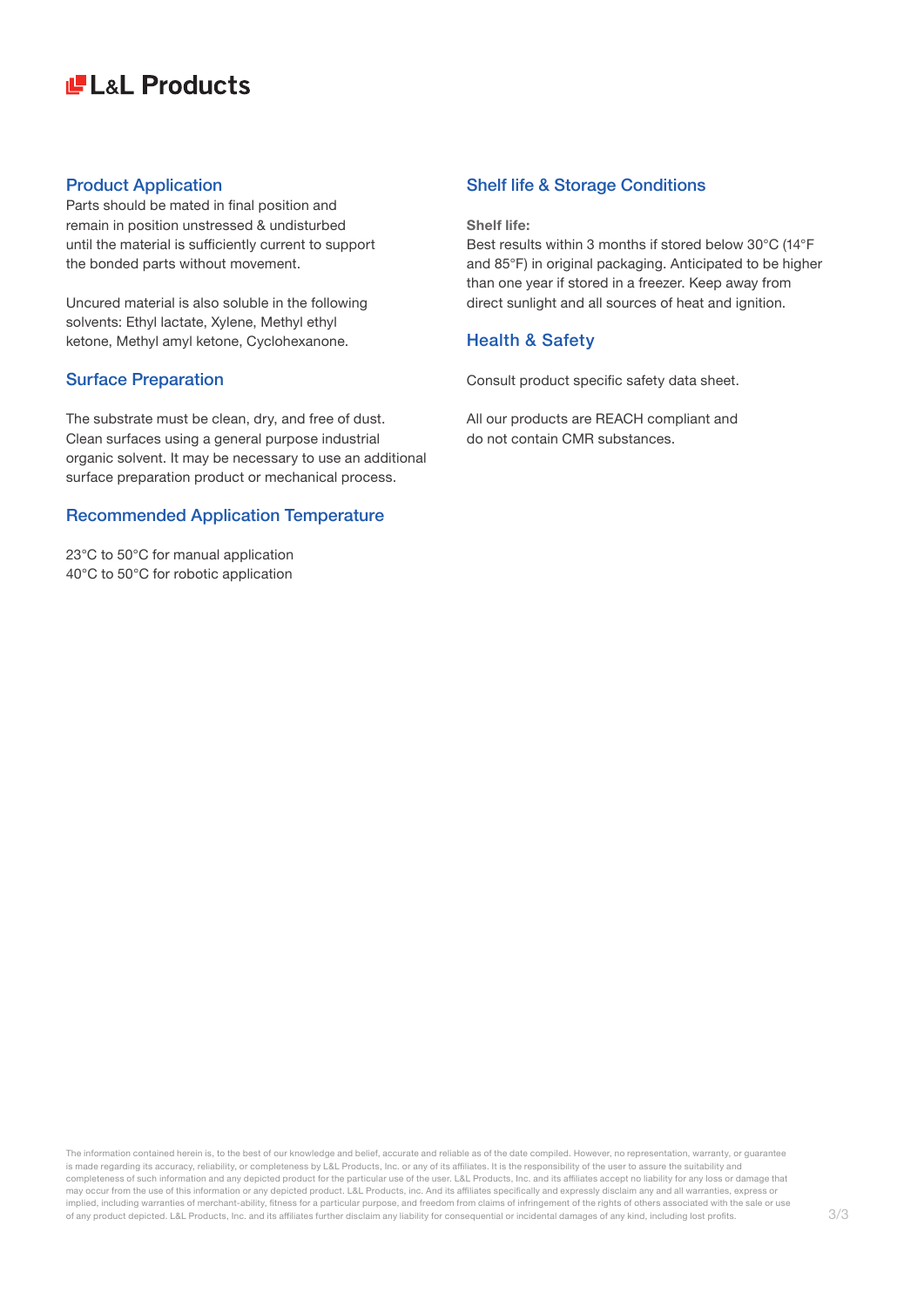L&L Products

## Product Application

Parts should be mated in final position and remain in position unstressed & undisturbed until the material is sufficiently current to support the bonded parts without movement.

Uncured material is also soluble in the following solvents: Ethyl lactate, Xylene, Methyl ethyl ketone, Methyl amyl ketone, Cyclohexanone.

## Surface Preparation

The substrate must be clean, dry, and free of dust. Clean surfaces using a general purpose industrial organic solvent. It may be necessary to use an additional surface preparation product or mechanical process.

## Recommended Application Temperature

23°C to 50°C for manual application
40°C to 50°C for robotic application

## Shelf life & Storage Conditions

**Shelf life:**

Best results within 3 months if stored below 30°C (14°F and 85°F) in original packaging. Anticipated to be higher than one year if stored in a freezer. Keep away from direct sunlight and all sources of heat and ignition.

## Health & Safety

Consult product specific safety data sheet.

All our products are REACH compliant and do not contain CMR substances.

The information contained herein is, to the best of our knowledge and belief, accurate and reliable as of the date compiled. However, no representation, warranty, or guarantee is made regarding its accuracy, reliability, or completeness by L&L Products, Inc. or any of its affiliates. It is the responsibility of the user to assure the suitability and completeness of such information and any depicted product for the particular use of the user. L&L Products, Inc. and its affiliates accept no liability for any loss or damage that may occur from the use of this information or any depicted product. L&L Products, inc. And its affiliates specifically and expressly disclaim any and all warranties, express or implied, including warranties of merchant-ability, fitness for a particular purpose, and freedom from claims of infringement of the rights of others associated with the sale or use of any product depicted. L&L Products, Inc. and its affiliates further disclaim any liability for consequential or incidental damages of any kind, including lost profits.